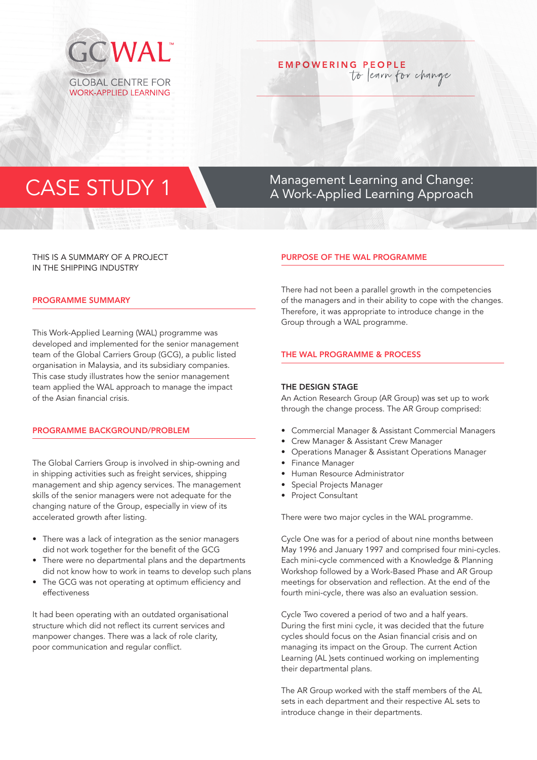GCWAL™

GLOBAL CENTRE FOR WORK-APPLIED LEARNING

EMPOWERING PEOPLE *to learn for change*

# CASE STUDY 1

## Management Learning and Change: A Work-Applied Learning Approach

THIS IS A SUMMARY OF A PROJECT IN THE SHIPPING INDUSTRY

### PROGRAMME SUMMARY

This Work-Applied Learning (WAL) programme was developed and implemented for the senior management team of the Global Carriers Group (GCG), a public listed organisation in Malaysia, and its subsidiary companies. This case study illustrates how the senior management team applied the WAL approach to manage the impact of the Asian financial crisis.

### PROGRAMME BACKGROUND/PROBLEM

The Global Carriers Group is involved in ship-owning and in shipping activities such as freight services, shipping management and ship agency services. The management skills of the senior managers were not adequate for the changing nature of the Group, especially in view of its accelerated growth after listing.

- There was a lack of integration as the senior managers did not work together for the benefit of the GCG
- There were no departmental plans and the departments did not know how to work in teams to develop such plans
- The GCG was not operating at optimum efficiency and effectiveness

It had been operating with an outdated organisational structure which did not reflect its current services and manpower changes. There was a lack of role clarity, poor communication and regular conflict.

### PURPOSE OF THE WAL PROGRAMME

There had not been a parallel growth in the competencies of the managers and in their ability to cope with the changes. Therefore, it was appropriate to introduce change in the Group through a WAL programme.

### THE WAL PROGRAMME & PROCESS

#### THE DESIGN STAGE

An Action Research Group (AR Group) was set up to work through the change process. The AR Group comprised:

- Commercial Manager & Assistant Commercial Managers
- Crew Manager & Assistant Crew Manager
- Operations Manager & Assistant Operations Manager
- Finance Manager
- Human Resource Administrator
- Special Projects Manager
- Project Consultant

There were two major cycles in the WAL programme.

Cycle One was for a period of about nine months between May 1996 and January 1997 and comprised four mini-cycles. Each mini-cycle commenced with a Knowledge & Planning Workshop followed by a Work-Based Phase and AR Group meetings for observation and reflection. At the end of the fourth mini-cycle, there was also an evaluation session.

Cycle Two covered a period of two and a half years. During the first mini cycle, it was decided that the future cycles should focus on the Asian financial crisis and on managing its impact on the Group. The current Action Learning (AL )sets continued working on implementing their departmental plans.

The AR Group worked with the staff members of the AL sets in each department and their respective AL sets to introduce change in their departments.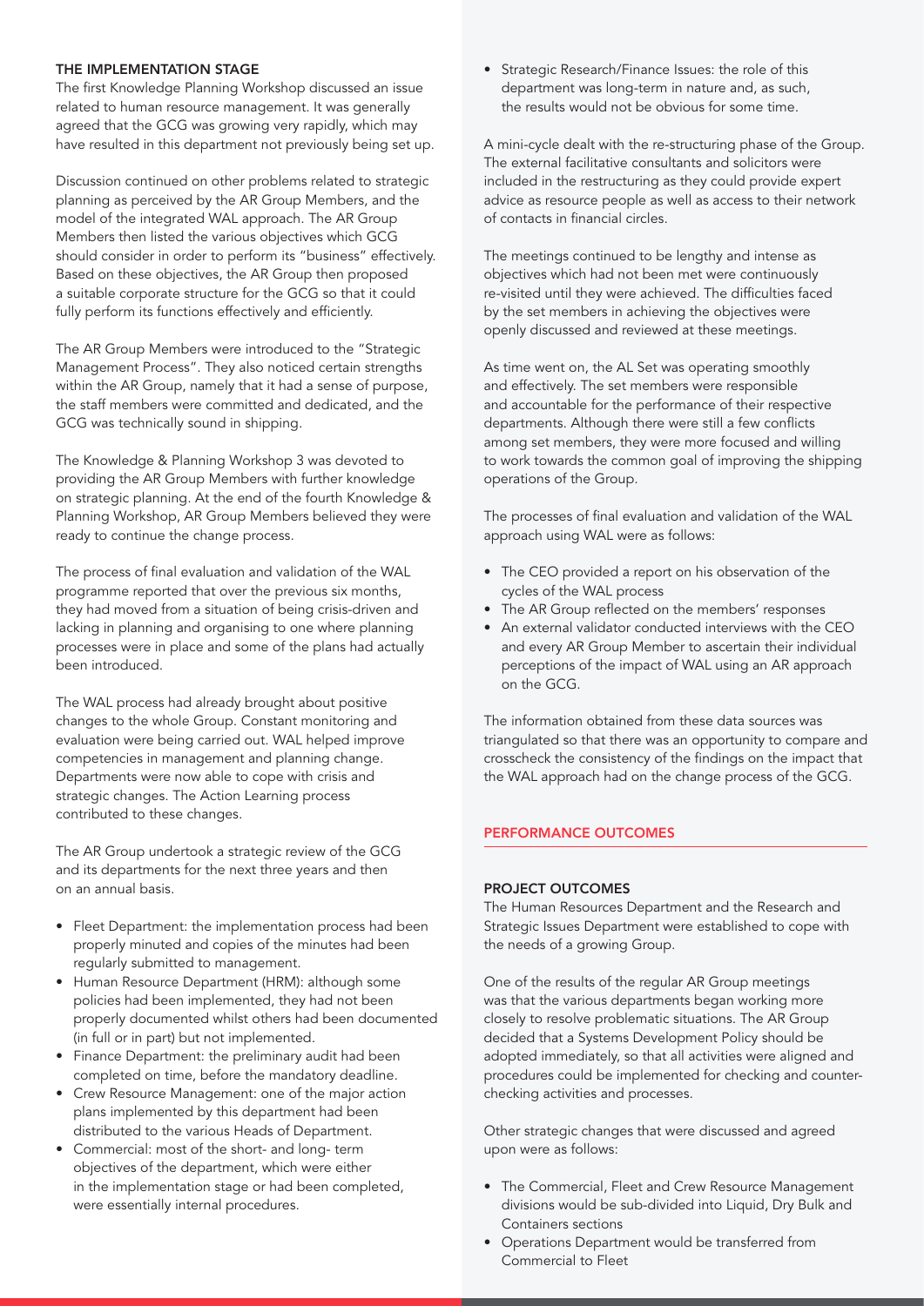### THE IMPLEMENTATION STAGE

The first Knowledge Planning Workshop discussed an issue related to human resource management. It was generally agreed that the GCG was growing very rapidly, which may have resulted in this department not previously being set up.

Discussion continued on other problems related to strategic planning as perceived by the AR Group Members, and the model of the integrated WAL approach. The AR Group Members then listed the various objectives which GCG should consider in order to perform its "business" effectively. Based on these objectives, the AR Group then proposed a suitable corporate structure for the GCG so that it could fully perform its functions effectively and efficiently.

The AR Group Members were introduced to the "Strategic Management Process". They also noticed certain strengths within the AR Group, namely that it had a sense of purpose, the staff members were committed and dedicated, and the GCG was technically sound in shipping.

The Knowledge & Planning Workshop 3 was devoted to providing the AR Group Members with further knowledge on strategic planning. At the end of the fourth Knowledge & Planning Workshop, AR Group Members believed they were ready to continue the change process.

The process of final evaluation and validation of the WAL programme reported that over the previous six months, they had moved from a situation of being crisis-driven and lacking in planning and organising to one where planning processes were in place and some of the plans had actually been introduced.

The WAL process had already brought about positive changes to the whole Group. Constant monitoring and evaluation were being carried out. WAL helped improve competencies in management and planning change. Departments were now able to cope with crisis and strategic changes. The Action Learning process contributed to these changes.

The AR Group undertook a strategic review of the GCG and its departments for the next three years and then on an annual basis.

- Fleet Department: the implementation process had been properly minuted and copies of the minutes had been regularly submitted to management.
- Human Resource Department (HRM): although some policies had been implemented, they had not been properly documented whilst others had been documented (in full or in part) but not implemented.
- Finance Department: the preliminary audit had been completed on time, before the mandatory deadline.
- Crew Resource Management: one of the major action plans implemented by this department had been distributed to the various Heads of Department.
- Commercial: most of the short- and long- term objectives of the department, which were either in the implementation stage or had been completed, were essentially internal procedures.
- Strategic Research/Finance Issues: the role of this department was long-term in nature and, as such, the results would not be obvious for some time.

A mini-cycle dealt with the re-structuring phase of the Group. The external facilitative consultants and solicitors were included in the restructuring as they could provide expert advice as resource people as well as access to their network of contacts in financial circles.

The meetings continued to be lengthy and intense as objectives which had not been met were continuously re-visited until they were achieved. The difficulties faced by the set members in achieving the objectives were openly discussed and reviewed at these meetings.

As time went on, the AL Set was operating smoothly and effectively. The set members were responsible and accountable for the performance of their respective departments. Although there were still a few conflicts among set members, they were more focused and willing to work towards the common goal of improving the shipping operations of the Group.

The processes of final evaluation and validation of the WAL approach using WAL were as follows:

- The CEO provided a report on his observation of the cycles of the WAL process
- The AR Group reflected on the members' responses
- An external validator conducted interviews with the CEO and every AR Group Member to ascertain their individual perceptions of the impact of WAL using an AR approach on the GCG.

The information obtained from these data sources was triangulated so that there was an opportunity to compare and crosscheck the consistency of the findings on the impact that the WAL approach had on the change process of the GCG.

## PERFORMANCE OUTCOMES

### PROJECT OUTCOMES

The Human Resources Department and the Research and Strategic Issues Department were established to cope with the needs of a growing Group.

One of the results of the regular AR Group meetings was that the various departments began working more closely to resolve problematic situations. The AR Group decided that a Systems Development Policy should be adopted immediately, so that all activities were aligned and procedures could be implemented for checking and counter-checking activities and processes.

Other strategic changes that were discussed and agreed upon were as follows:

- The Commercial, Fleet and Crew Resource Management divisions would be sub-divided into Liquid, Dry Bulk and Containers sections
- Operations Department would be transferred from Commercial to Fleet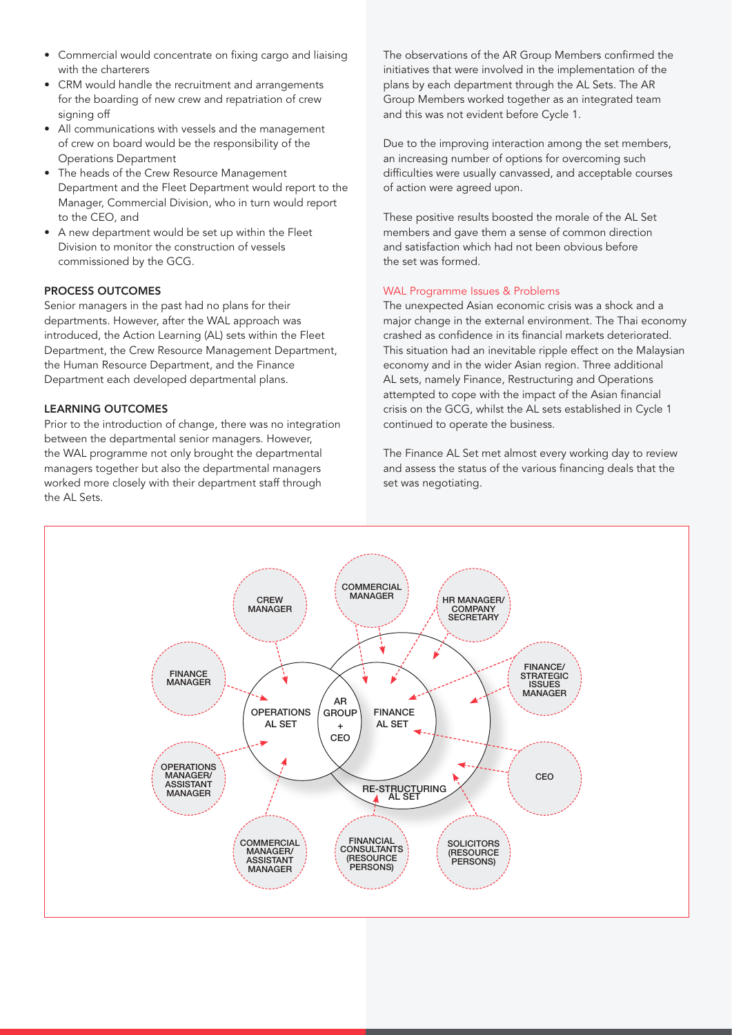- Commercial would concentrate on fixing cargo and liaising with the charterers
- CRM would handle the recruitment and arrangements for the boarding of new crew and repatriation of crew signing off
- All communications with vessels and the management of crew on board would be the responsibility of the Operations Department
- The heads of the Crew Resource Management Department and the Fleet Department would report to the Manager, Commercial Division, who in turn would report to the CEO, and
- A new department would be set up within the Fleet Division to monitor the construction of vessels commissioned by the GCG.

### PROCESS OUTCOMES

Senior managers in the past had no plans for their departments. However, after the WAL approach was introduced, the Action Learning (AL) sets within the Fleet Department, the Crew Resource Management Department, the Human Resource Department, and the Finance Department each developed departmental plans.

### LEARNING OUTCOMES

Prior to the introduction of change, there was no integration between the departmental senior managers. However, the WAL programme not only brought the departmental managers together but also the departmental managers worked more closely with their department staff through the AL Sets.

The observations of the AR Group Members confirmed the initiatives that were involved in the implementation of the plans by each department through the AL Sets. The AR Group Members worked together as an integrated team and this was not evident before Cycle 1.

Due to the improving interaction among the set members, an increasing number of options for overcoming such difficulties were usually canvassed, and acceptable courses of action were agreed upon.

These positive results boosted the morale of the AL Set members and gave them a sense of common direction and satisfaction which had not been obvious before the set was formed.

### WAL Programme Issues & Problems

The unexpected Asian economic crisis was a shock and a major change in the external environment. The Thai economy crashed as confidence in its financial markets deteriorated. This situation had an inevitable ripple effect on the Malaysian economy and in the wider Asian region. Three additional AL sets, namely Finance, Restructuring and Operations attempted to cope with the impact of the Asian financial crisis on the GCG, whilst the AL sets established in Cycle 1 continued to operate the business.

The Finance AL Set met almost every working day to review and assess the status of the various financing deals that the set was negotiating.

CREW MANAGER | COMMERCIAL MANAGER | HR MANAGER/ COMPANY SECRETARY | FINANCE MANAGER | FINANCE/ STRATEGIC ISSUES MANAGER | OPERATIONS AL SET | AR GROUP + CEO | FINANCE AL SET | RE-STRUCTURING AL SET | OPERATIONS MANAGER/ ASSISTANT MANAGER | CEO | COMMERCIAL MANAGER/ ASSISTANT MANAGER | FINANCIAL CONSULTANTS (RESOURCE PERSONS) | SOLICITORS (RESOURCE PERSONS)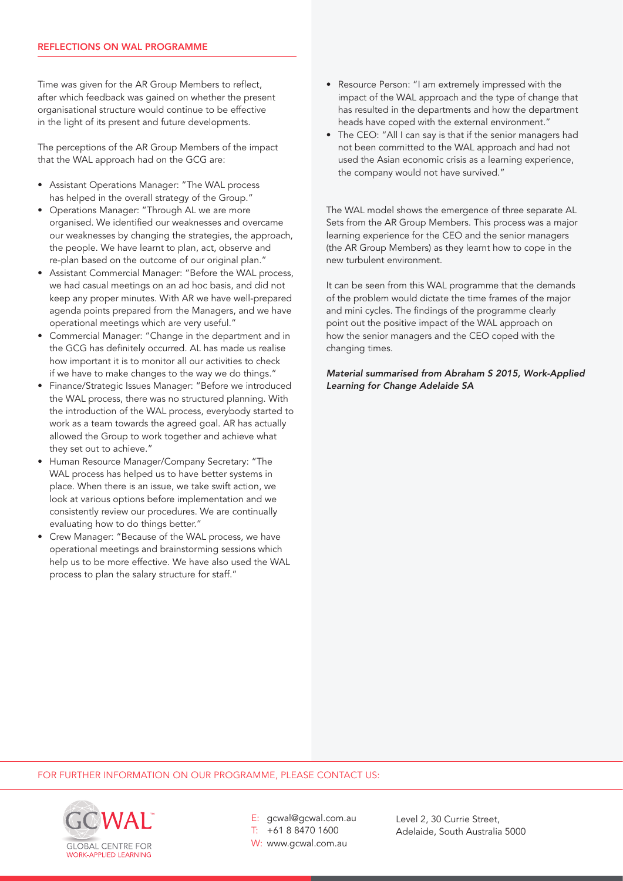## REFLECTIONS ON WAL PROGRAMME

Time was given for the AR Group Members to reflect, after which feedback was gained on whether the present organisational structure would continue to be effective in the light of its present and future developments.

The perceptions of the AR Group Members of the impact that the WAL approach had on the GCG are:

- Assistant Operations Manager: "The WAL process has helped in the overall strategy of the Group."
- Operations Manager: "Through AL we are more organised. We identified our weaknesses and overcame our weaknesses by changing the strategies, the approach, the people. We have learnt to plan, act, observe and re-plan based on the outcome of our original plan."
- Assistant Commercial Manager: "Before the WAL process, we had casual meetings on an ad hoc basis, and did not keep any proper minutes. With AR we have well-prepared agenda points prepared from the Managers, and we have operational meetings which are very useful."
- Commercial Manager: "Change in the department and in the GCG has definitely occurred. AL has made us realise how important it is to monitor all our activities to check if we have to make changes to the way we do things."
- Finance/Strategic Issues Manager: "Before we introduced the WAL process, there was no structured planning. With the introduction of the WAL process, everybody started to work as a team towards the agreed goal. AR has actually allowed the Group to work together and achieve what they set out to achieve."
- Human Resource Manager/Company Secretary: "The WAL process has helped us to have better systems in place. When there is an issue, we take swift action, we look at various options before implementation and we consistently review our procedures. We are continually evaluating how to do things better."
- Crew Manager: "Because of the WAL process, we have operational meetings and brainstorming sessions which help us to be more effective. We have also used the WAL process to plan the salary structure for staff."
- Resource Person: "I am extremely impressed with the impact of the WAL approach and the type of change that has resulted in the departments and how the department heads have coped with the external environment."
- The CEO: "All I can say is that if the senior managers had not been committed to the WAL approach and had not used the Asian economic crisis as a learning experience, the company would not have survived."

The WAL model shows the emergence of three separate AL Sets from the AR Group Members. This process was a major learning experience for the CEO and the senior managers (the AR Group Members) as they learnt how to cope in the new turbulent environment.

It can be seen from this WAL programme that the demands of the problem would dictate the time frames of the major and mini cycles. The findings of the programme clearly point out the positive impact of the WAL approach on how the senior managers and the CEO coped with the changing times.

***Material summarised from Abraham S 2015, Work-Applied Learning for Change Adelaide SA***

FOR FURTHER INFORMATION ON OUR PROGRAMME, PLEASE CONTACT US:

GCWAL™ GLOBAL CENTRE FOR WORK-APPLIED LEARNING

E: gcwal@gcwal.com.au
T: +61 8 8470 1600
W: www.gcwal.com.au

Level 2, 30 Currie Street,
Adelaide, South Australia 5000